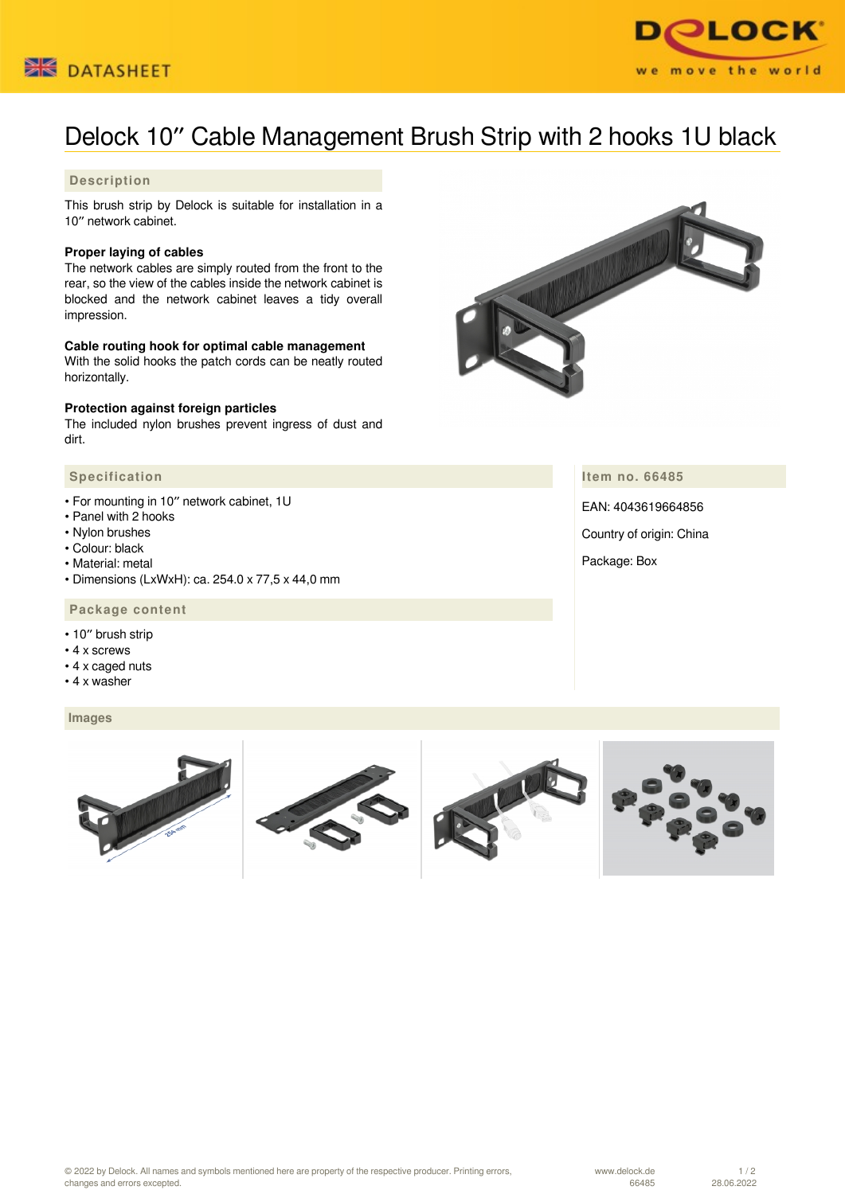# Delock 10″ Cable Management Brush Strip with 2 hooks 1U black

## Description

This brush strip by Delock is suitable for installation in a 10″ network cabinet.

**Proper laying of cables**
The network cables are simply routed from the front to the rear, so the view of the cables inside the network cabinet is blocked and the network cabinet leaves a tidy overall impression.

**Cable routing hook for optimal cable management**
With the solid hooks the patch cords can be neatly routed horizontally.

**Protection against foreign particles**
The included nylon brushes prevent ingress of dust and dirt.

## Specification

- For mounting in 10″ network cabinet, 1U
- Panel with 2 hooks
- Nylon brushes
- Colour: black
- Material: metal
- Dimensions (LxWxH): ca. 254.0 x 77,5 x 44,0 mm

## Package content

- 10″ brush strip
- 4 x screws
- 4 x caged nuts
- 4 x washer

## Item no. 66485

EAN: 4043619664856

Country of origin: China

Package: Box

## Images

© 2022 by Delock. All names and symbols mentioned here are property of the respective producer. Printing errors, changes and errors excepted.

www.delock.de 66485 28.06.2022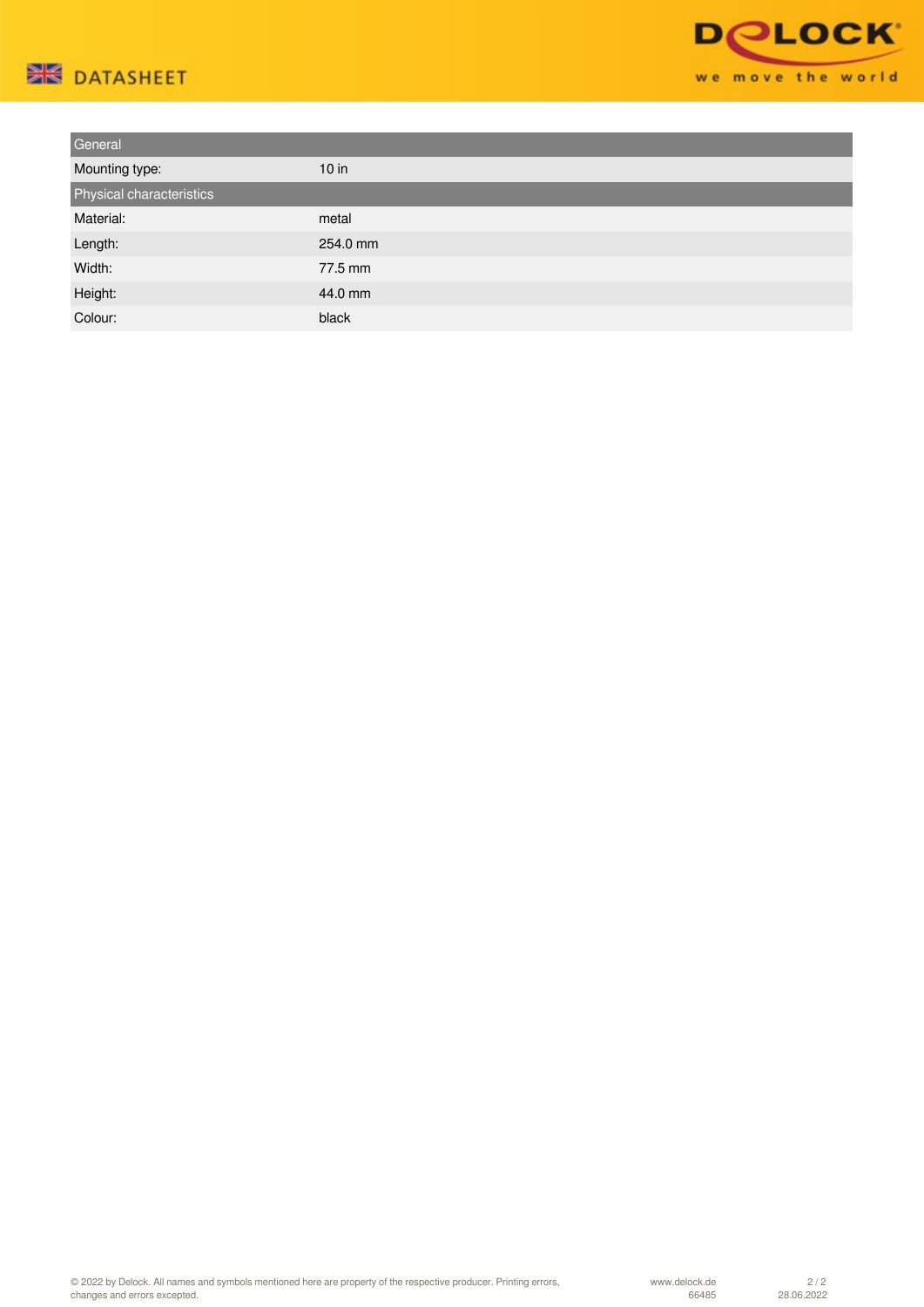| | |
|---|---|
| **General** | |
| Mounting type: | 10 in |
| **Physical characteristics** | |
| Material: | metal |
| Length: | 254.0 mm |
| Width: | 77.5 mm |
| Height: | 44.0 mm |
| Colour: | black |